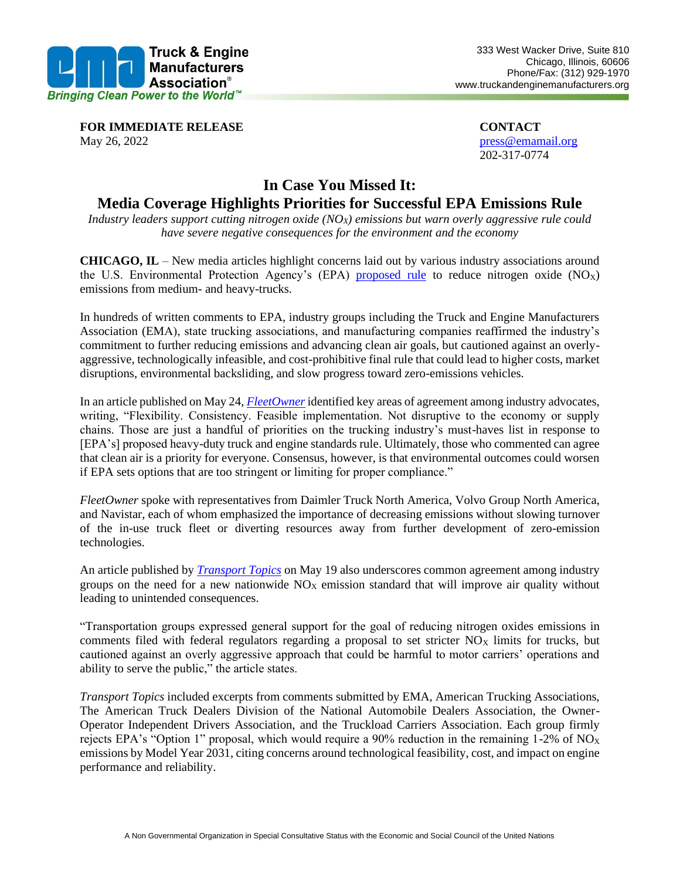Truck & Engine Manufacturers Association®
*Bringing Clean Power to the World™*

333 West Wacker Drive, Suite 810
Chicago, Illinois, 60606
Phone/Fax: (312) 929-1970
www.truckandenginemanufacturers.org

**FOR IMMEDIATE RELEASE**
May 26, 2022

**CONTACT**
press@emamail.org
202-317-0774

# In Case You Missed It: Media Coverage Highlights Priorities for Successful EPA Emissions Rule

*Industry leaders support cutting nitrogen oxide ($NO_X$) emissions but warn overly aggressive rule could have severe negative consequences for the environment and the economy*

**CHICAGO, IL** – New media articles highlight concerns laid out by various industry associations around the U.S. Environmental Protection Agency's (EPA) proposed rule to reduce nitrogen oxide ($NO_X$) emissions from medium- and heavy-trucks.

In hundreds of written comments to EPA, industry groups including the Truck and Engine Manufacturers Association (EMA), state trucking associations, and manufacturing companies reaffirmed the industry's commitment to further reducing emissions and advancing clean air goals, but cautioned against an overly-aggressive, technologically infeasible, and cost-prohibitive final rule that could lead to higher costs, market disruptions, environmental backsliding, and slow progress toward zero-emissions vehicles.

In an article published on May 24, ***FleetOwner*** identified key areas of agreement among industry advocates, writing, "Flexibility. Consistency. Feasible implementation. Not disruptive to the economy or supply chains. Those are just a handful of priorities on the trucking industry's must-haves list in response to [EPA's] proposed heavy-duty truck and engine standards rule. Ultimately, those who commented can agree that clean air is a priority for everyone. Consensus, however, is that environmental outcomes could worsen if EPA sets options that are too stringent or limiting for proper compliance."

*FleetOwner* spoke with representatives from Daimler Truck North America, Volvo Group North America, and Navistar, each of whom emphasized the importance of decreasing emissions without slowing turnover of the in-use truck fleet or diverting resources away from further development of zero-emission technologies.

An article published by ***Transport Topics*** on May 19 also underscores common agreement among industry groups on the need for a new nationwide $NO_X$ emission standard that will improve air quality without leading to unintended consequences.

"Transportation groups expressed general support for the goal of reducing nitrogen oxides emissions in comments filed with federal regulators regarding a proposal to set stricter $NO_X$ limits for trucks, but cautioned against an overly aggressive approach that could be harmful to motor carriers' operations and ability to serve the public," the article states.

*Transport Topics* included excerpts from comments submitted by EMA, American Trucking Associations, The American Truck Dealers Division of the National Automobile Dealers Association, the Owner-Operator Independent Drivers Association, and the Truckload Carriers Association. Each group firmly rejects EPA's "Option 1" proposal, which would require a 90% reduction in the remaining 1-2% of $NO_X$ emissions by Model Year 2031, citing concerns around technological feasibility, cost, and impact on engine performance and reliability.

A Non Governmental Organization in Special Consultative Status with the Economic and Social Council of the United Nations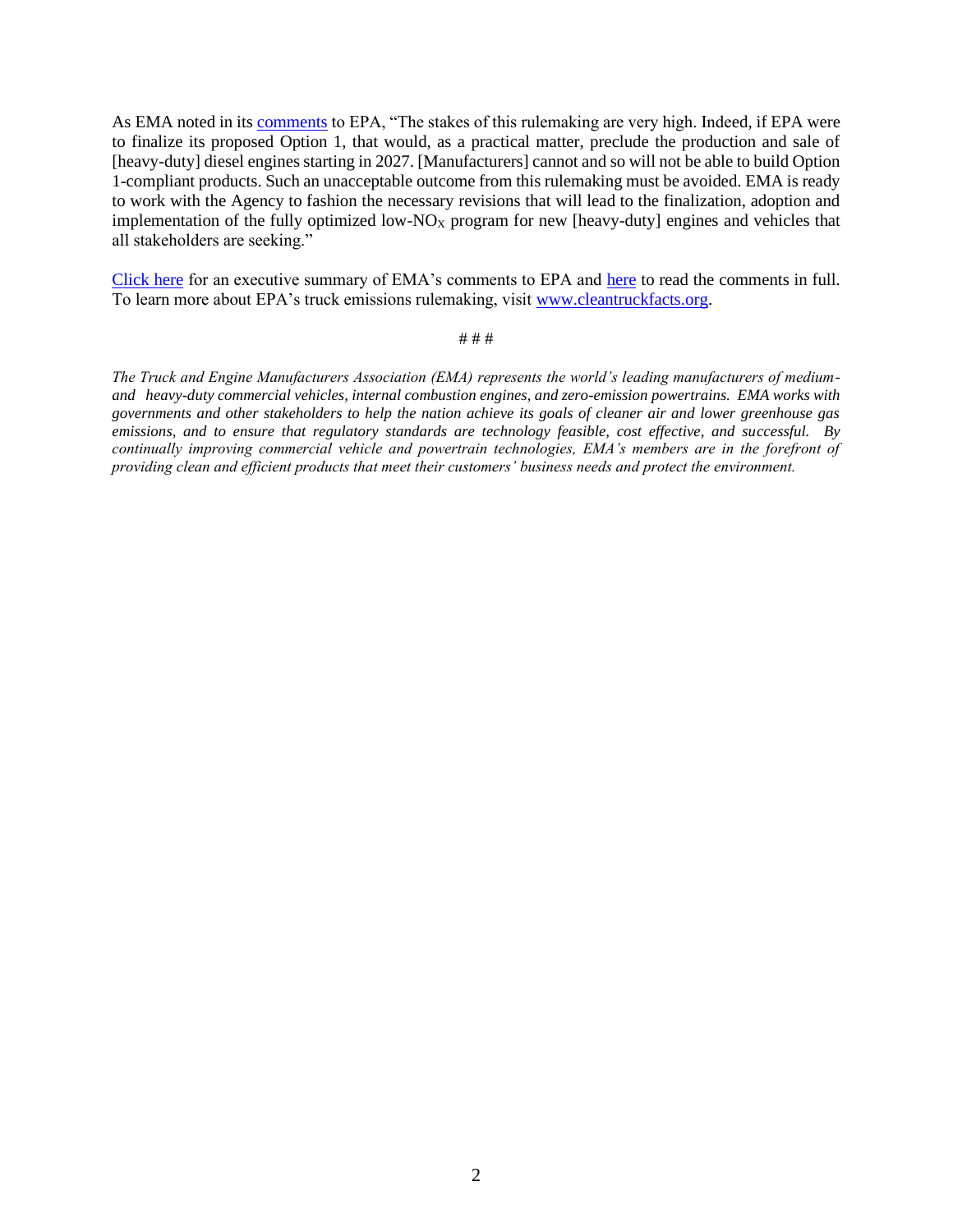As EMA noted in its comments to EPA, "The stakes of this rulemaking are very high. Indeed, if EPA were to finalize its proposed Option 1, that would, as a practical matter, preclude the production and sale of [heavy-duty] diesel engines starting in 2027. [Manufacturers] cannot and so will not be able to build Option 1-compliant products. Such an unacceptable outcome from this rulemaking must be avoided. EMA is ready to work with the Agency to fashion the necessary revisions that will lead to the finalization, adoption and implementation of the fully optimized low-$NO_X$ program for new [heavy-duty] engines and vehicles that all stakeholders are seeking."

Click here for an executive summary of EMA's comments to EPA and here to read the comments in full. To learn more about EPA's truck emissions rulemaking, visit www.cleantruckfacts.org.

# # #

*The Truck and Engine Manufacturers Association (EMA) represents the world's leading manufacturers of medium- and heavy-duty commercial vehicles, internal combustion engines, and zero-emission powertrains. EMA works with governments and other stakeholders to help the nation achieve its goals of cleaner air and lower greenhouse gas emissions, and to ensure that regulatory standards are technology feasible, cost effective, and successful. By continually improving commercial vehicle and powertrain technologies, EMA's members are in the forefront of providing clean and efficient products that meet their customers' business needs and protect the environment.*